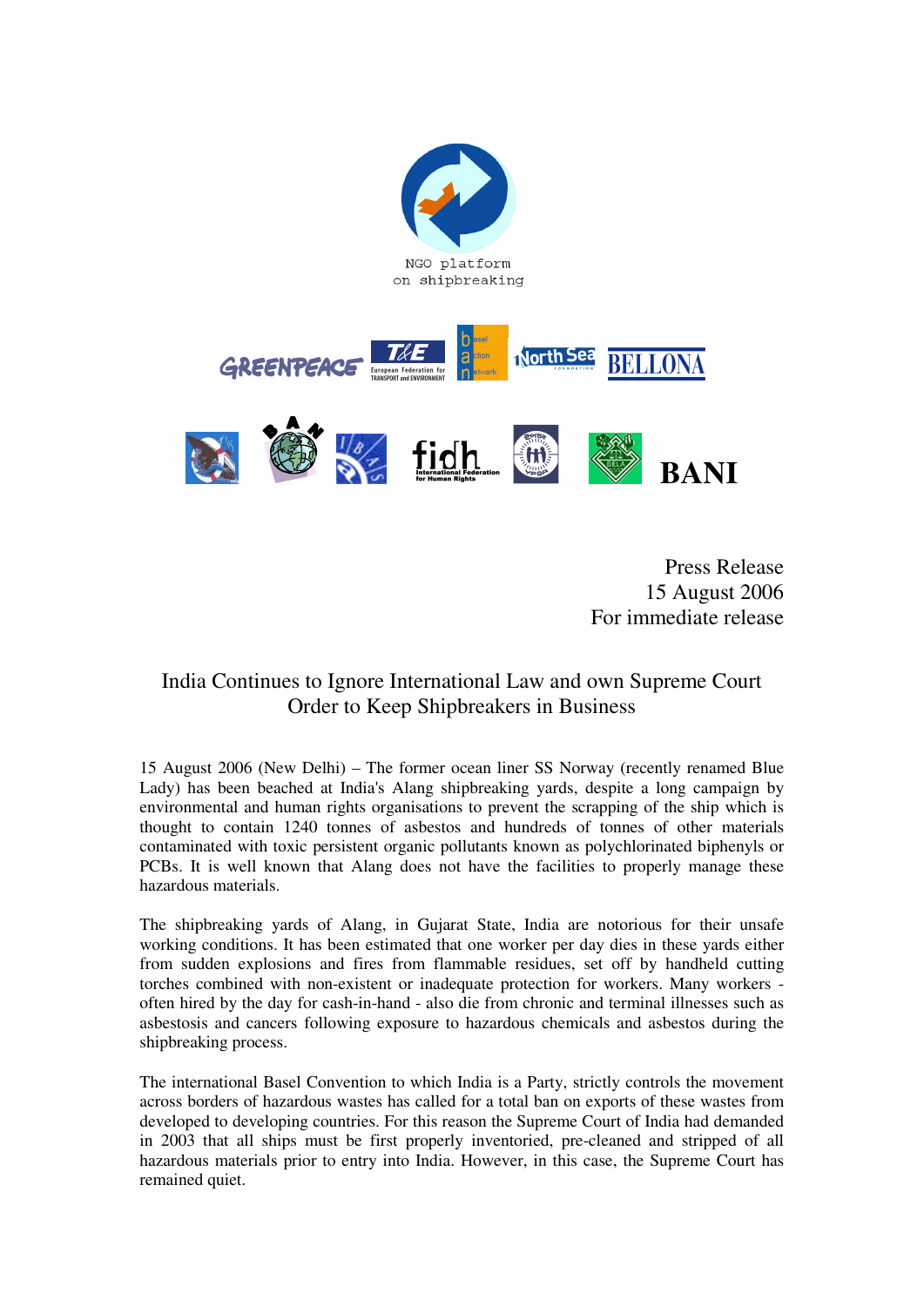NGO platform on shipbreaking

GREENPEACE T&E European Federation for TRANSPORT and ENVIRONMENT basel action network North Sea FOUNDATION BELLONA

BAN fidh International Federation for Human Rights BANI

Press Release
15 August 2006
For immediate release

# India Continues to Ignore International Law and own Supreme Court Order to Keep Shipbreakers in Business

15 August 2006 (New Delhi) – The former ocean liner SS Norway (recently renamed Blue Lady) has been beached at India's Alang shipbreaking yards, despite a long campaign by environmental and human rights organisations to prevent the scrapping of the ship which is thought to contain 1240 tonnes of asbestos and hundreds of tonnes of other materials contaminated with toxic persistent organic pollutants known as polychlorinated biphenyls or PCBs. It is well known that Alang does not have the facilities to properly manage these hazardous materials.

The shipbreaking yards of Alang, in Gujarat State, India are notorious for their unsafe working conditions. It has been estimated that one worker per day dies in these yards either from sudden explosions and fires from flammable residues, set off by handheld cutting torches combined with non-existent or inadequate protection for workers. Many workers - often hired by the day for cash-in-hand - also die from chronic and terminal illnesses such as asbestosis and cancers following exposure to hazardous chemicals and asbestos during the shipbreaking process.

The international Basel Convention to which India is a Party, strictly controls the movement across borders of hazardous wastes has called for a total ban on exports of these wastes from developed to developing countries. For this reason the Supreme Court of India had demanded in 2003 that all ships must be first properly inventoried, pre-cleaned and stripped of all hazardous materials prior to entry into India. However, in this case, the Supreme Court has remained quiet.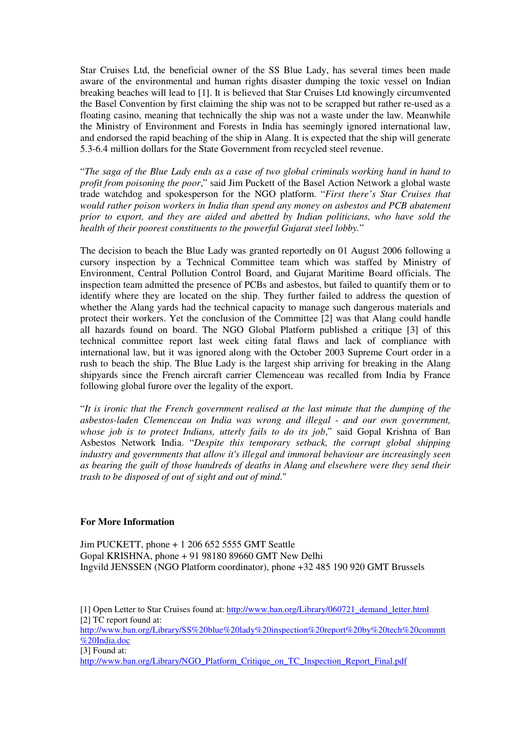Star Cruises Ltd, the beneficial owner of the SS Blue Lady, has several times been made aware of the environmental and human rights disaster dumping the toxic vessel on Indian breaking beaches will lead to [1]. It is believed that Star Cruises Ltd knowingly circumvented the Basel Convention by first claiming the ship was not to be scrapped but rather re-used as a floating casino, meaning that technically the ship was not a waste under the law. Meanwhile the Ministry of Environment and Forests in India has seemingly ignored international law, and endorsed the rapid beaching of the ship in Alang. It is expected that the ship will generate 5.3-6.4 million dollars for the State Government from recycled steel revenue.

"*The saga of the Blue Lady ends as a case of two global criminals working hand in hand to profit from poisoning the poor*," said Jim Puckett of the Basel Action Network a global waste trade watchdog and spokesperson for the NGO platform. "*First there's Star Cruises that would rather poison workers in India than spend any money on asbestos and PCB abatement prior to export, and they are aided and abetted by Indian politicians, who have sold the health of their poorest constituents to the powerful Gujarat steel lobby.*"

The decision to beach the Blue Lady was granted reportedly on 01 August 2006 following a cursory inspection by a Technical Committee team which was staffed by Ministry of Environment, Central Pollution Control Board, and Gujarat Maritime Board officials. The inspection team admitted the presence of PCBs and asbestos, but failed to quantify them or to identify where they are located on the ship. They further failed to address the question of whether the Alang yards had the technical capacity to manage such dangerous materials and protect their workers. Yet the conclusion of the Committee [2] was that Alang could handle all hazards found on board. The NGO Global Platform published a critique [3] of this technical committee report last week citing fatal flaws and lack of compliance with international law, but it was ignored along with the October 2003 Supreme Court order in a rush to beach the ship. The Blue Lady is the largest ship arriving for breaking in the Alang shipyards since the French aircraft carrier Clemenceau was recalled from India by France following global furore over the legality of the export.

"*It is ironic that the French government realised at the last minute that the dumping of the asbestos-laden Clemenceau on India was wrong and illegal - and our own government, whose job is to protect Indians, utterly fails to do its job*," said Gopal Krishna of Ban Asbestos Network India. "*Despite this temporary setback, the corrupt global shipping industry and governments that allow it's illegal and immoral behaviour are increasingly seen as bearing the guilt of those hundreds of deaths in Alang and elsewhere were they send their trash to be disposed of out of sight and out of mind*."

**For More Information**

Jim PUCKETT, phone + 1 206 652 5555 GMT Seattle
Gopal KRISHNA, phone + 91 98180 89660 GMT New Delhi
Ingvild JENSSEN (NGO Platform coordinator), phone +32 485 190 920 GMT Brussels

[1] Open Letter to Star Cruises found at: http://www.ban.org/Library/060721_demand_letter.html
[2] TC report found at: http://www.ban.org/Library/SS%20blue%20lady%20inspection%20report%20by%20tech%20commtt%20India.doc
[3] Found at: http://www.ban.org/Library/NGO_Platform_Critique_on_TC_Inspection_Report_Final.pdf